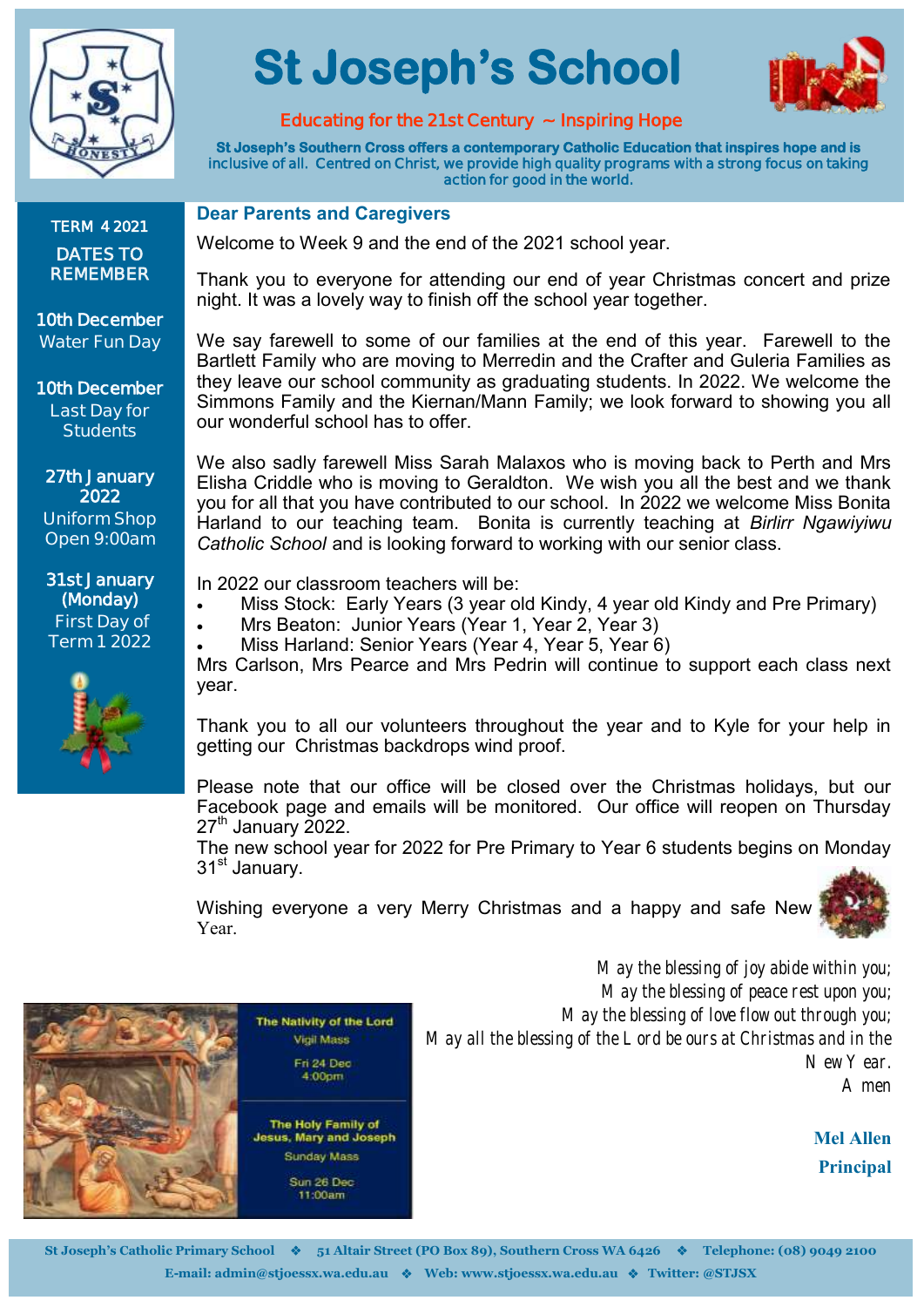# St Joseph's School

**Educating for the 21st Century ~ Inspiring Hope**

**St Joseph's Southern Cross offers a contemporary Catholic Education that inspires hope and is inclusive of all. Centred on Christ, we provide high quality programs with a strong focus on taking action for good in the world.**

## TERM 4 2021 DATES TO REMEMBER

**10th December**
Water Fun Day

**10th December**
Last Day for Students

**27th January 2022**
Uniform Shop Open 9:00am

**31st January (Monday)**
First Day of Term 1 2022

## Dear Parents and Caregivers

Welcome to Week 9 and the end of the 2021 school year.

Thank you to everyone for attending our end of year Christmas concert and prize night. It was a lovely way to finish off the school year together.

We say farewell to some of our families at the end of this year. Farewell to the Bartlett Family who are moving to Merredin and the Crafter and Guleria Families as they leave our school community as graduating students. In 2022. We welcome the Simmons Family and the Kiernan/Mann Family; we look forward to showing you all our wonderful school has to offer.

We also sadly farewell Miss Sarah Malaxos who is moving back to Perth and Mrs Elisha Criddle who is moving to Geraldton. We wish you all the best and we thank you for all that you have contributed to our school. In 2022 we welcome Miss Bonita Harland to our teaching team. Bonita is currently teaching at *Birlirr Ngawiyiwu Catholic School* and is looking forward to working with our senior class.

In 2022 our classroom teachers will be:

- Miss Stock: Early Years (3 year old Kindy, 4 year old Kindy and Pre Primary)
- Mrs Beaton: Junior Years (Year 1, Year 2, Year 3)
- Miss Harland: Senior Years (Year 4, Year 5, Year 6)

Mrs Carlson, Mrs Pearce and Mrs Pedrin will continue to support each class next year.

Thank you to all our volunteers throughout the year and to Kyle for your help in getting our Christmas backdrops wind proof.

Please note that our office will be closed over the Christmas holidays, but our Facebook page and emails will be monitored. Our office will reopen on Thursday 27th January 2022.
The new school year for 2022 for Pre Primary to Year 6 students begins on Monday 31st January.

Wishing everyone a very Merry Christmas and a happy and safe New Year.

*May the blessing of joy abide within you;*
*May the blessing of peace rest upon you;*
*May the blessing of love flow out through you;*
*May all the blessing of the Lord be ours at Christmas and in the New Year.*
*Amen*

**Mel Allen**
**Principal**

**The Nativity of the Lord**
Vigil Mass
Fri 24 Dec
4:00pm

**The Holy Family of Jesus, Mary and Joseph**
Sunday Mass
Sun 26 Dec
11:00am

St Joseph's Catholic Primary School ❖ 51 Altair Street (PO Box 89), Southern Cross WA 6426 ❖ Telephone: (08) 9049 2100
E-mail: admin@stjoessx.wa.edu.au ❖ Web: www.stjoessx.wa.edu.au ❖ Twitter: @STJSX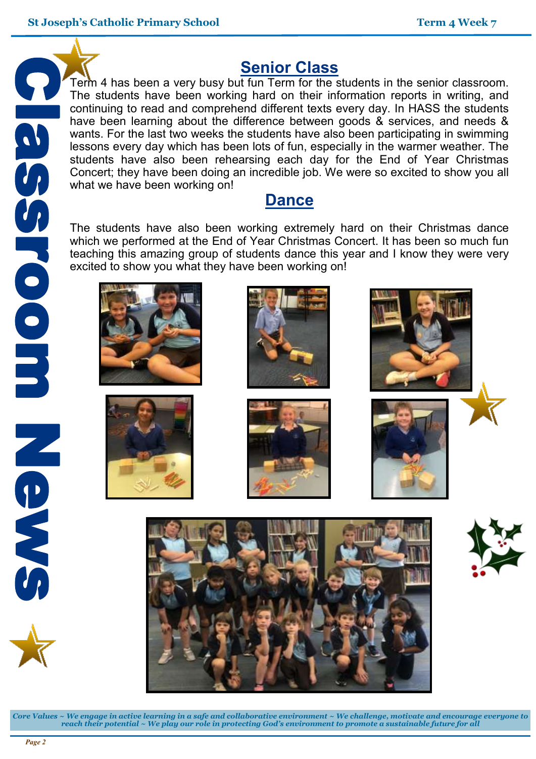# Classroom News

## Senior Class

Term 4 has been a very busy but fun Term for the students in the senior classroom. The students have been working hard on their information reports in writing, and continuing to read and comprehend different texts every day. In HASS the students have been learning about the difference between goods & services, and needs & wants. For the last two weeks the students have also been participating in swimming lessons every day which has been lots of fun, especially in the warmer weather. The students have also been rehearsing each day for the End of Year Christmas Concert; they have been doing an incredible job. We were so excited to show you all what we have been working on!

## Dance

The students have also been working extremely hard on their Christmas dance which we performed at the End of Year Christmas Concert. It has been so much fun teaching this amazing group of students dance this year and I know they were very excited to show you what they have been working on!

*Core Values ~ We engage in active learning in a safe and collaborative environment ~ We challenge, motivate and encourage everyone to reach their potential ~ We play our role in protecting God's environment to promote a sustainable future for all*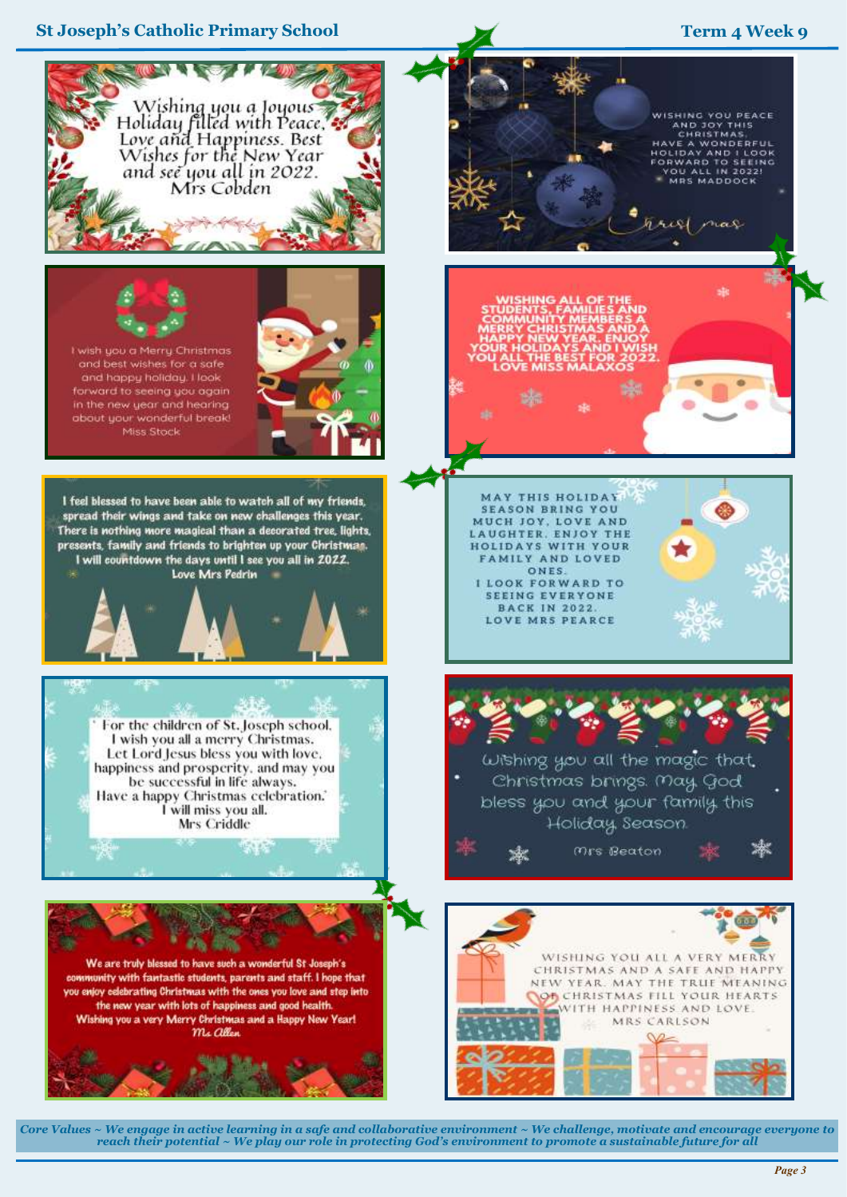Wishing you a Joyous Holiday filled with Peace, Love and Happiness. Best Wishes for the New Year and see you all in 2022.
Mrs Cobden

WISHING YOU PEACE AND JOY THIS CHRISTMAS. HAVE A WONDERFUL HOLIDAY AND I LOOK FORWARD TO SEEING YOU ALL IN 2022!
MRS MADDOCK

I wish you a Merry Christmas and best wishes for a safe and happy holiday. I look forward to seeing you again in the new year and hearing about your wonderful break!
Miss Stock

WISHING ALL OF THE STUDENTS, FAMILIES AND COMMUNITY MEMBERS A MERRY CHRISTMAS AND A HAPPY NEW YEAR. ENJOY YOUR HOLIDAYS AND I WISH YOU ALL THE BEST FOR 2022.
LOVE MISS MALAXOS

I feel blessed to have been able to watch all of my friends, spread their wings and take on new challenges this year. There is nothing more magical than a decorated tree, lights, presents, family and friends to brighten up your Christmas. I will countdown the days until I see you all in 2022.
Love Mrs Pedrin

MAY THIS HOLIDAY SEASON BRING YOU MUCH JOY, LOVE AND LAUGHTER. ENJOY THE HOLIDAYS WITH YOUR FAMILY AND LOVED ONES.
I LOOK FORWARD TO SEEING EVERYONE BACK IN 2022.
LOVE MRS PEARCE

"For the children of St. Joseph school.
I wish you all a merry Christmas.
Let Lord Jesus bless you with love, happiness and prosperity, and may you be successful in life always.
Have a happy Christmas celebration."
I will miss you all.
Mrs Criddle

Wishing you all the magic that Christmas brings. May God bless you and your family this Holiday Season.
Mrs Beaton

We are truly blessed to have such a wonderful St Joseph's community with fantastic students, parents and staff. I hope that you enjoy celebrating Christmas with the ones you love and step into the new year with lots of happiness and good health.
Wishing you a very Merry Christmas and a Happy New Year!
Ms Allen

WISHING YOU ALL A VERY MERRY CHRISTMAS AND A SAFE AND HAPPY NEW YEAR. MAY THE TRUE MEANING OF CHRISTMAS FILL YOUR HEARTS WITH HAPPINESS AND LOVE.
MRS CARLSON

*Core Values ~ We engage in active learning in a safe and collaborative environment ~ We challenge, motivate and encourage everyone to reach their potential ~ We play our role in protecting God's environment to promote a sustainable future for all*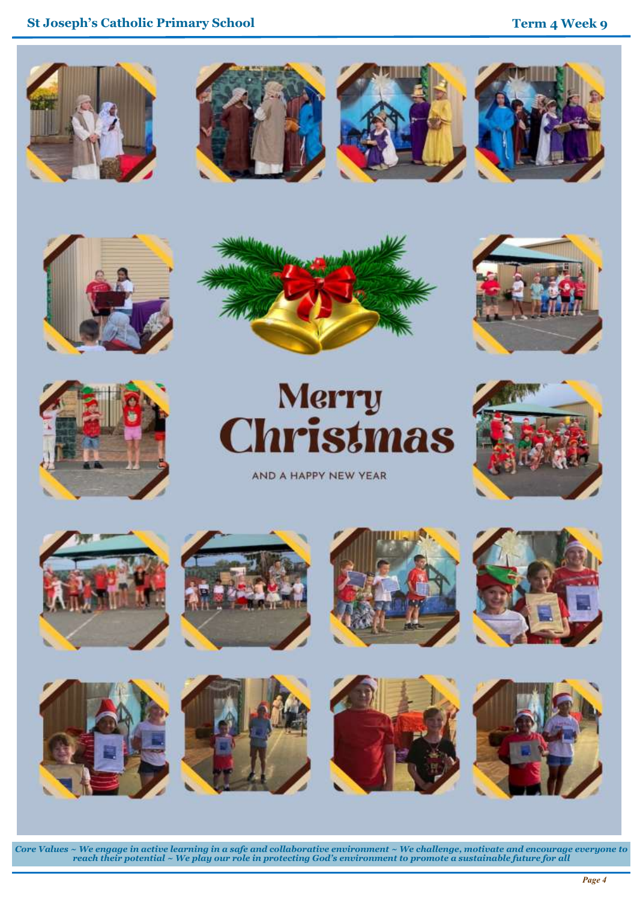# Merry Christmas

AND A HAPPY NEW YEAR

*Core Values ~ We engage in active learning in a safe and collaborative environment ~ We challenge, motivate and encourage everyone to reach their potential ~ We play our role in protecting God's environment to promote a sustainable future for all*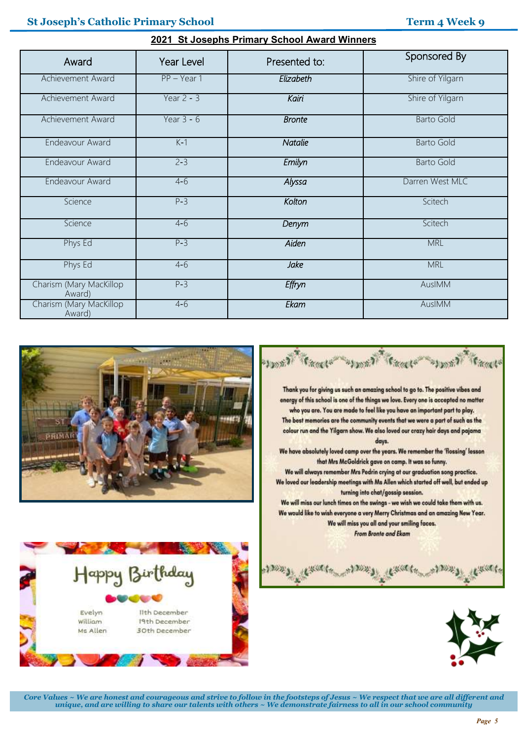## 2021 St Josephs Primary School Award Winners

| Award | Year Level | Presented to: | Sponsored By |
|---|---|---|---|
| Achievement Award | PP – Year 1 | *Elizabeth* | Shire of Yilgarn |
| Achievement Award | Year 2 - 3 | *Kairi* | Shire of Yilgarn |
| Achievement Award | Year 3 - 6 | *Bronte* | Barto Gold |
| Endeavour Award | K-1 | *Natalie* | Barto Gold |
| Endeavour Award | 2-3 | *Emilyn* | Barto Gold |
| Endeavour Award | 4-6 | *Alyssa* | Darren West MLC |
| Science | P-3 | *Kolton* | Scitech |
| Science | 4-6 | *Denym* | Scitech |
| Phys Ed | P-3 | *Aiden* | MRL |
| Phys Ed | 4-6 | *Jake* | MRL |
| Charism (Mary MacKillop Award) | P-3 | *Effryn* | AusIMM |
| Charism (Mary MacKillop Award) | 4-6 | *Ekam* | AusIMM |

Thank you for giving us such an amazing school to go to. The positive vibes and energy of this school is one of the things we love. Every one is accepted no matter who you are. You are made to feel like you have an important part to play. The best memories are the community events that we were a part of such as the colour run and the Yilgarn show. We also loved our crazy hair days and pajama days.

We have absolutely loved camp over the years. We remember the 'flossing' lesson that Mrs McGoldrick gave on camp. It was so funny.

We will always remember Mrs Pedrin crying at our graduation song practice.

We loved our leadership meetings with Ms Allen which started off well, but ended up turning into chat/gossip session.

We will miss our lunch times on the swings - we wish we could take them with us.

We would like to wish everyone a very Merry Christmas and an amazing New Year.

We will miss you all and your smiling faces.

*From Bronte and Ekam*

## Happy Birthday

| | |
|---|---|
| Evelyn | 11th December |
| William | 19th December |
| Ms Allen | 30th December |

*Core Values ~ We are honest and courageous and strive to follow in the footsteps of Jesus ~ We respect that we are all different and unique, and are willing to share our talents with others ~ We demonstrate fairness to all in our school community*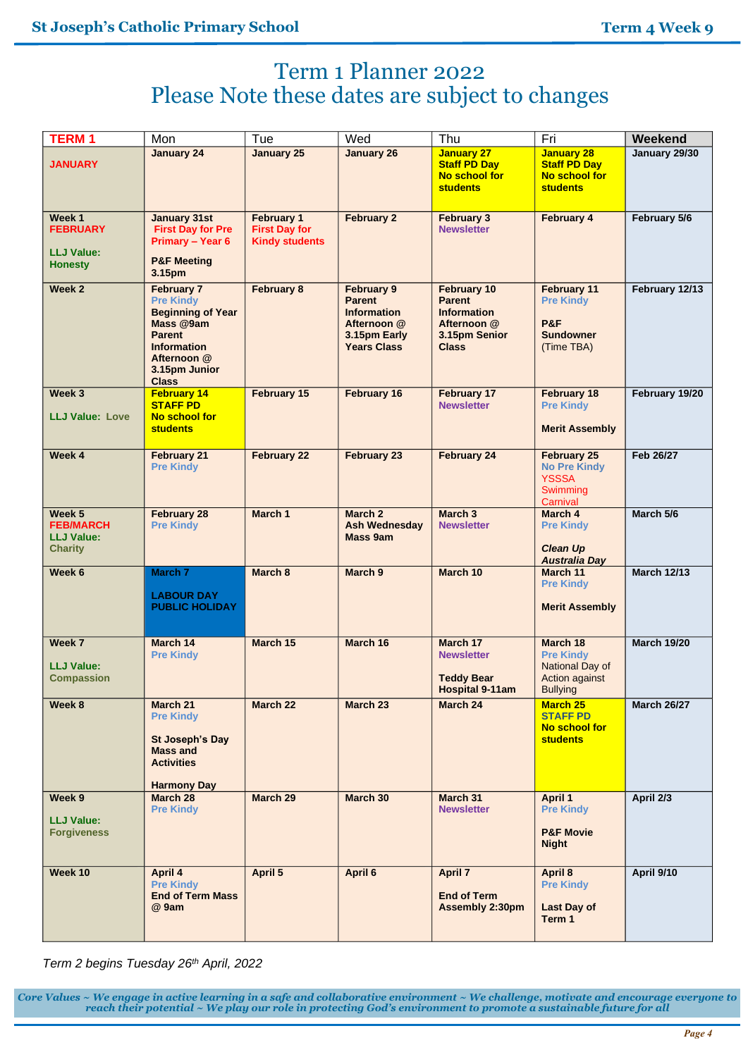# Term 1 Planner 2022
# Please Note these dates are subject to changes

| TERM 1 | Mon | Tue | Wed | Thu | Fri | Weekend |
|---|---|---|---|---|---|---|
| JANUARY | January 24 | January 25 | January 26 | January 27 Staff PD Day No school for students | January 28 Staff PD Day No school for students | January 29/30 |
| Week 1 FEBRUARY LLJ Value: Honesty | January 31st First Day for Pre Primary – Year 6 P&F Meeting 3.15pm | February 1 First Day for Kindy students | February 2 | February 3 Newsletter | February 4 | February 5/6 |
| Week 2 | February 7 Pre Kindy Beginning of Year Mass @9am Parent Information Afternoon @ 3.15pm Junior Class | February 8 | February 9 Parent Information Afternoon @ 3.15pm Early Years Class | February 10 Parent Information Afternoon @ 3.15pm Senior Class | February 11 Pre Kindy P&F Sundowner (Time TBA) | February 12/13 |
| Week 3 LLJ Value: Love | February 14 STAFF PD No school for students | February 15 | February 16 | February 17 Newsletter | February 18 Pre Kindy Merit Assembly | February 19/20 |
| Week 4 | February 21 Pre Kindy | February 22 | February 23 | February 24 | February 25 No Pre Kindy YSSSA Swimming Carnival | Feb 26/27 |
| Week 5 FEB/MARCH LLJ Value: Charity | February 28 Pre Kindy | March 1 | March 2 Ash Wednesday Mass 9am | March 3 Newsletter | March 4 Pre Kindy *Clean Up Australia Day* | March 5/6 |
| Week 6 | March 7 LABOUR DAY PUBLIC HOLIDAY | March 8 | March 9 | March 10 | March 11 Pre Kindy Merit Assembly | March 12/13 |
| Week 7 LLJ Value: Compassion | March 14 Pre Kindy | March 15 | March 16 | March 17 Newsletter Teddy Bear Hospital 9-11am | March 18 Pre Kindy National Day of Action against Bullying | March 19/20 |
| Week 8 | March 21 Pre Kindy St Joseph's Day Mass and Activities Harmony Day | March 22 | March 23 | March 24 | March 25 STAFF PD No school for students | March 26/27 |
| Week 9 LLJ Value: Forgiveness | March 28 Pre Kindy | March 29 | March 30 | March 31 Newsletter | April 1 Pre Kindy P&F Movie Night | April 2/3 |
| Week 10 | April 4 Pre Kindy End of Term Mass @ 9am | April 5 | April 6 | April 7 End of Term Assembly 2:30pm | April 8 Pre Kindy Last Day of Term 1 | April 9/10 |

*Term 2 begins Tuesday 26th April, 2022*

*Core Values ~ We engage in active learning in a safe and collaborative environment ~ We challenge, motivate and encourage everyone to reach their potential ~ We play our role in protecting God's environment to promote a sustainable future for all*